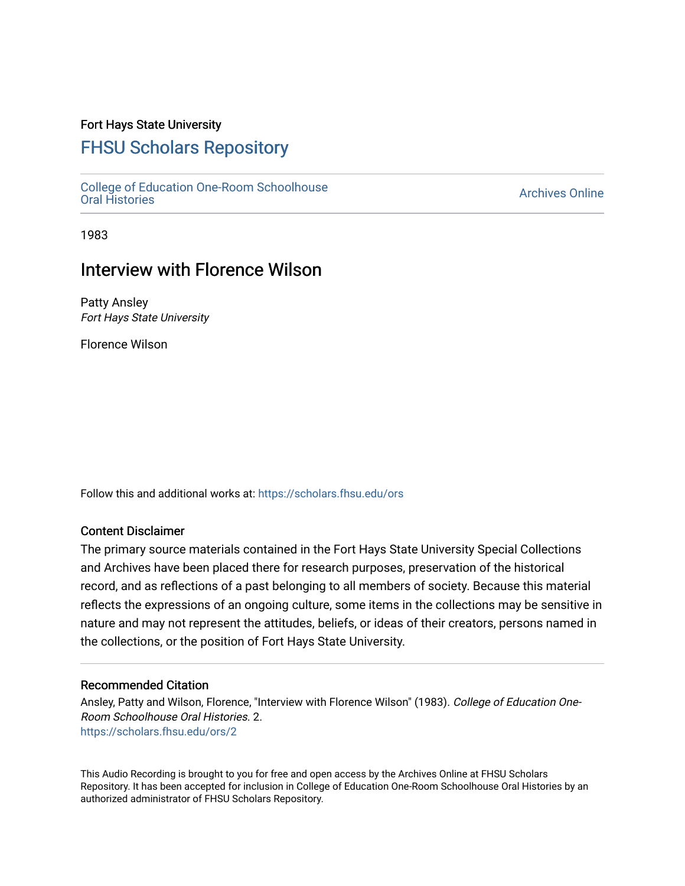Fort Hays State University

# FHSU Scholars Repository

College of Education One-Room Schoolhouse Oral Histories

Archives Online

1983

## Interview with Florence Wilson

Patty Ansley
*Fort Hays State University*

Florence Wilson

Follow this and additional works at: https://scholars.fhsu.edu/ors

### Content Disclaimer

The primary source materials contained in the Fort Hays State University Special Collections and Archives have been placed there for research purposes, preservation of the historical record, and as reflections of a past belonging to all members of society. Because this material reflects the expressions of an ongoing culture, some items in the collections may be sensitive in nature and may not represent the attitudes, beliefs, or ideas of their creators, persons named in the collections, or the position of Fort Hays State University.

### Recommended Citation

Ansley, Patty and Wilson, Florence, "Interview with Florence Wilson" (1983). *College of Education One-Room Schoolhouse Oral Histories*. 2.
https://scholars.fhsu.edu/ors/2

This Audio Recording is brought to you for free and open access by the Archives Online at FHSU Scholars Repository. It has been accepted for inclusion in College of Education One-Room Schoolhouse Oral Histories by an authorized administrator of FHSU Scholars Repository.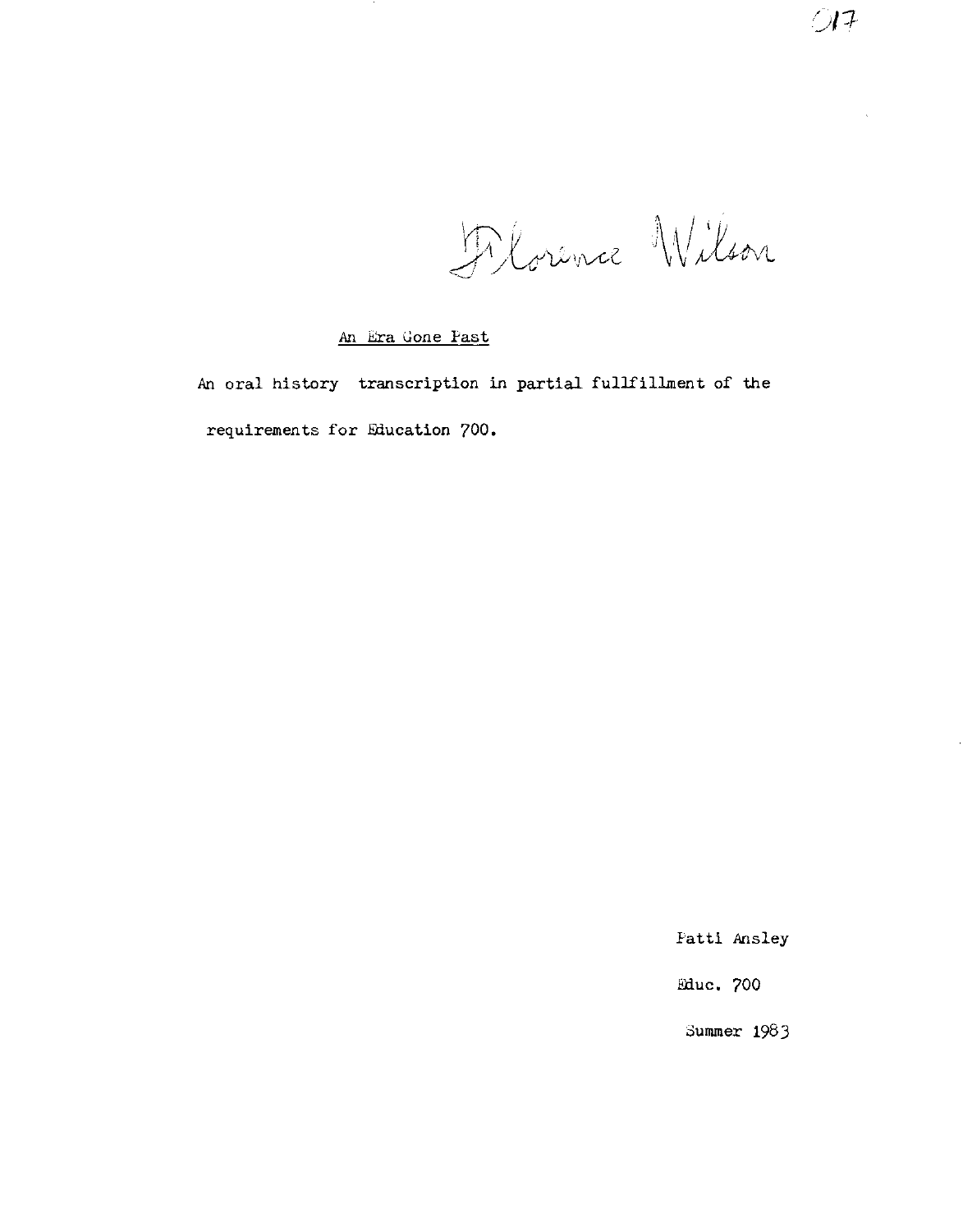017

Florence Wilson

An Era Gone Past

An oral history transcription in partial fullfillment of the requirements for Education 700.

Patti Ansley

Educ. 700

Summer 1983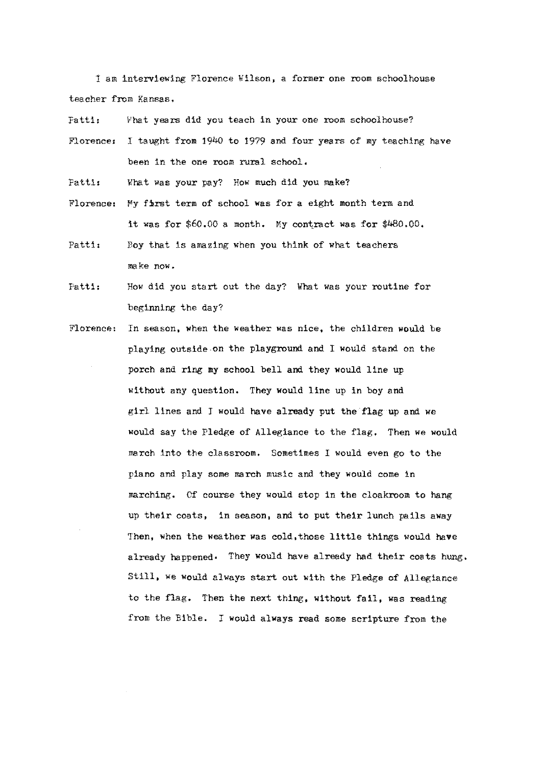I am interviewing Florence Wilson, a former one room schoolhouse teacher from Kansas.

**Patti:** What years did you teach in your one room schoolhouse?

**Florence:** I taught from 1940 to 1979 and four years of my teaching have been in the one room rural school.

**Patti:** What was your pay? How much did you make?

**Florence:** My first term of school was for a eight month term and it was for $60.00 a month. My contract was for $480.00.

**Patti:** Boy that is amazing when you think of what teachers make now.

**Patti:** How did you start out the day? What was your routine for beginning the day?

**Florence:** In season, when the weather was nice, the children would be playing outside on the playground and I would stand on the porch and ring my school bell and they would line up without any question. They would line up in boy and girl lines and I would have already put the flag up and we would say the Pledge of Allegiance to the flag. Then we would march into the classroom. Sometimes I would even go to the piano and play some march music and they would come in marching. Of course they would stop in the cloakroom to hang up their coats, in season, and to put their lunch pails away Then, when the weather was cold, those little things would have already happened. They would have already had their coats hung. Still, we would always start out with the Pledge of Allegiance to the flag. Then the next thing, without fail, was reading from the Bible. I would always read some scripture from the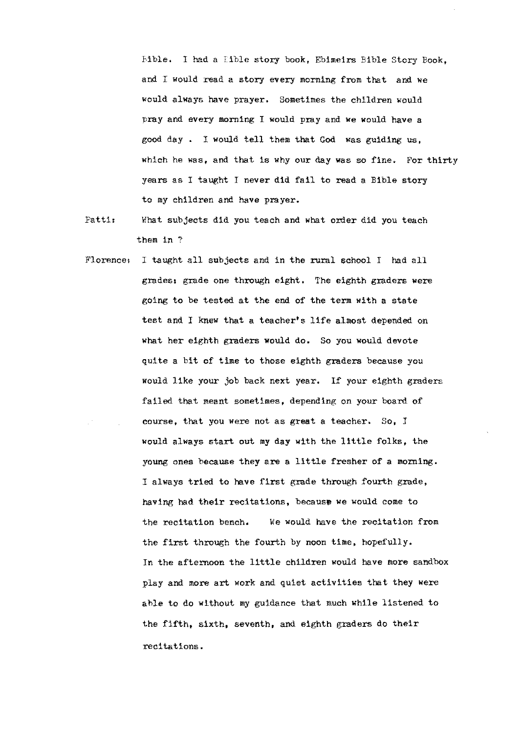Bible. I had a Bible story book, Ebimeirs Bible Story Book, and I would read a story every morning from that and we would always have prayer. Sometimes the children would pray and every morning I would pray and we would have a good day . I would tell them that God was guiding us, which he was, and that is why our day was so fine. For thirty years as I taught I never did fail to read a Bible story to my children and have prayer.

Patti: What subjects did you teach and what order did you teach them in ?

Florence: I taught all subjects and in the rural school I had all grades; grade one through eight. The eighth graders were going to be tested at the end of the term with a state test and I knew that a teacher's life almost depended on what her eighth graders would do. So you would devote quite a bit of time to those eighth graders because you would like your job back next year. If your eighth graders failed that meant sometimes, depending on your board of course, that you were not as great a teacher. So, I would always start out my day with the little folks, the young ones because they are a little fresher of a morning. I always tried to have first grade through fourth grade, having had their recitations, because we would come to the recitation bench. We would have the recitation from the first through the fourth by noon time, hopefully. In the afternoon the little children would have more sandbox play and more art work and quiet activities that they were able to do without my guidance that much while listened to the fifth, sixth, seventh, and eighth graders do their recitations.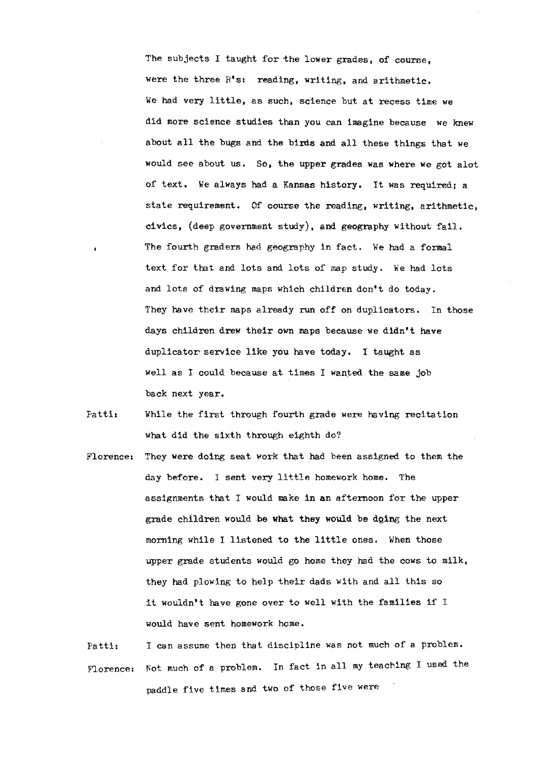The subjects I taught for the lower grades, of course, were the three R's: reading, writing, and arithmetic. We had very little, as such, science but at recess time we did more science studies than you can imagine because we knew about all the bugs and the birds and all these things that we would see about us. So, the upper grades was where we got alot of text. We always had a Kansas history. It was required; a state requirement. Of course the reading, writing, arithmetic, civics, (deep government study), and geography without fail. The fourth graders had geography in fact. We had a formal text for that and lots and lots of map study. We had lots and lots of drawing maps which children don't do today. They have their maps already run off on duplicators. In those days children drew their own maps because we didn't have duplicator service like you have today. I taught as well as I could because at times I wanted the same job back next year.

Patti: While the first through fourth grade were having recitation what did the sixth through eighth do?

Florence: They were doing seat work that had been assigned to them the day before. I sent very little homework home. The assignments that I would make in an afternoon for the upper grade children would be what they would be doing the next morning while I listened to the little ones. When those upper grade students would go home they had the cows to milk, they had plowing to help their dads with and all this so it wouldn't have gone over to well with the families if I would have sent homework home.

Patti: I can assume then that discipline was not much of a problem.

Florence: Not much of a problem. In fact in all my teaching I used the paddle five times and two of those five were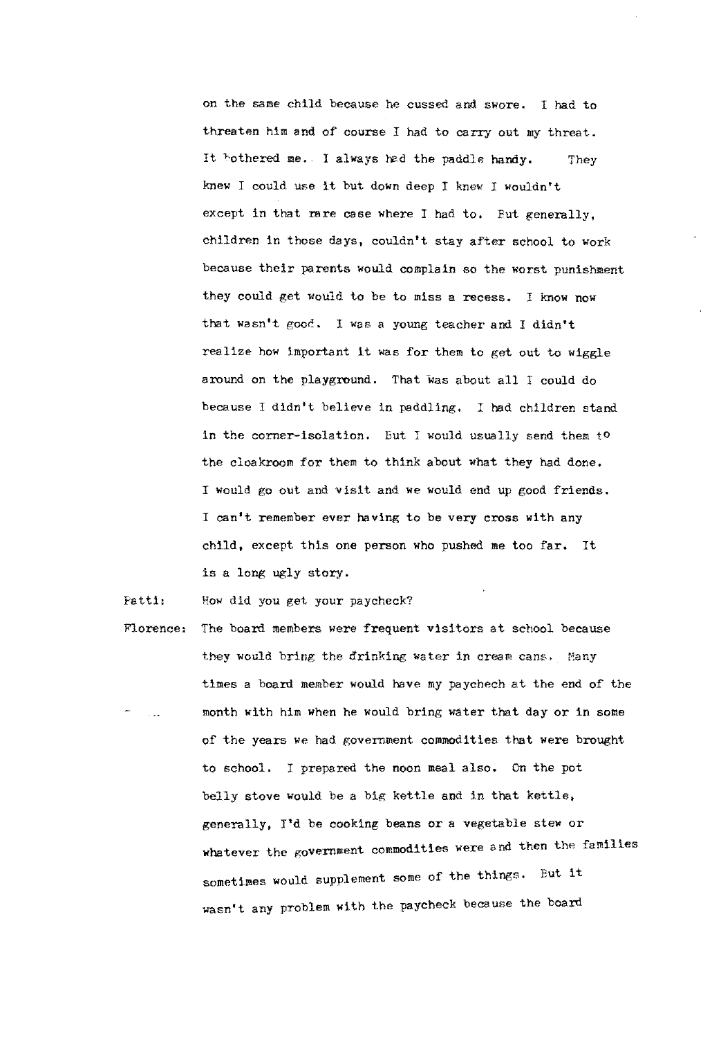on the same child because he cussed and swore. I had to threaten him and of course I had to carry out my threat. It bothered me. I always had the paddle handy. They knew I could use it but down deep I knew I wouldn't except in that rare case where I had to. But generally, children in those days, couldn't stay after school to work because their parents would complain so the worst punishment they could get would to be to miss a recess. I know now that wasn't good. I was a young teacher and I didn't realize how important it was for them to get out to wiggle around on the playground. That was about all I could do because I didn't believe in paddling. I had children stand in the corner-isolation. But I would usually send them to the cloakroom for them to think about what they had done. I would go out and visit and we would end up good friends. I can't remember ever having to be very cross with any child, except this one person who pushed me too far. It is a long ugly story.

Patti: How did you get your paycheck?

Florence: The board members were frequent visitors at school because they would bring the drinking water in cream cans. Many times a board member would have my paychech at the end of the month with him when he would bring water that day or in some of the years we had government commodities that were brought to school. I prepared the noon meal also. On the pot belly stove would be a big kettle and in that kettle, generally, I'd be cooking beans or a vegetable stew or whatever the government commodities were and then the families sometimes would supplement some of the things. But it wasn't any problem with the paycheck because the board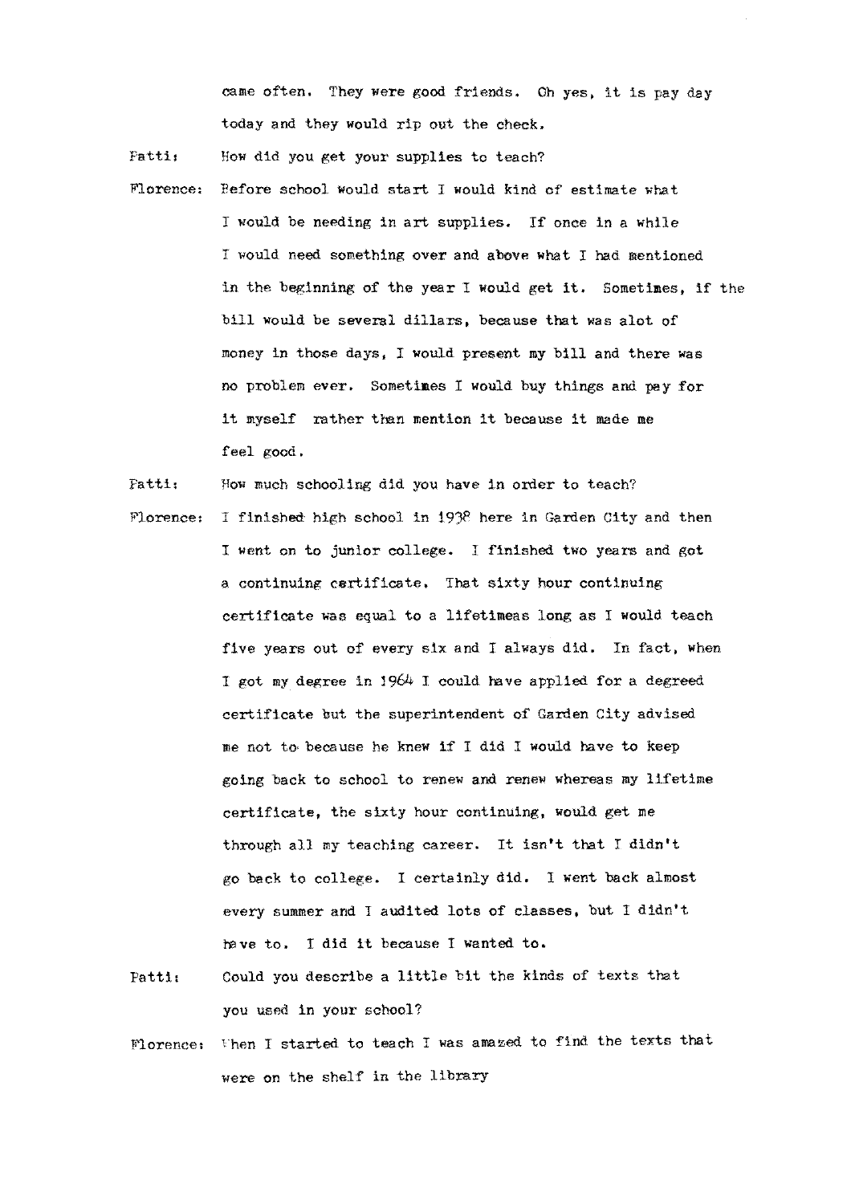came often. They were good friends. Oh yes, it is pay day today and they would rip out the check.

Patti: How did you get your supplies to teach?

Florence: Before school would start I would kind of estimate what I would be needing in art supplies. If once in a while I would need something over and above what I had mentioned in the beginning of the year I would get it. Sometimes, if the bill would be several dillars, because that was alot of money in those days, I would present my bill and there was no problem ever. Sometimes I would buy things and pay for it myself rather than mention it because it made me feel good.

Patti: How much schooling did you have in order to teach?

Florence: I finished high school in 1938 here in Garden City and then I went on to junior college. I finished two years and got a continuing certificate. That sixty hour continuing certificate was equal to a lifetimeas long as I would teach five years out of every six and I always did. In fact, when I got my degree in 1964 I could have applied for a degreed certificate but the superintendent of Garden City advised me not to because he knew if I did I would have to keep going back to school to renew and renew whereas my lifetime certificate, the sixty hour continuing, would get me through all my teaching career. It isn't that I didn't go back to college. I certainly did. I went back almost every summer and I audited lots of classes, but I didn't have to. I did it because I wanted to.

Patti: Could you describe a little bit the kinds of texts that you used in your school?

Florence: When I started to teach I was amazed to find the texts that were on the shelf in the library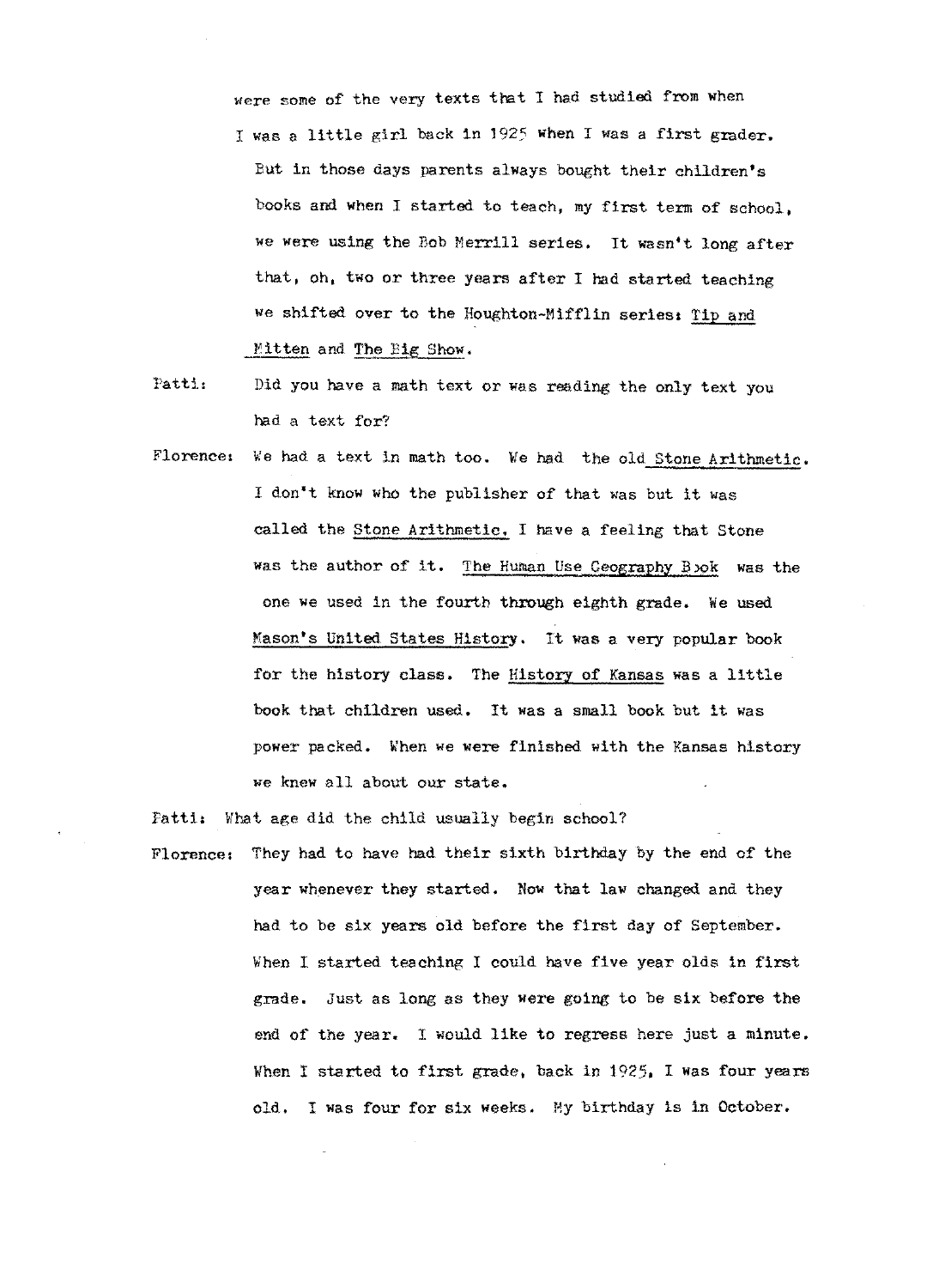were some of the very texts that I had studied from when I was a little girl back in 1925 when I was a first grader. But in those days parents always bought their children's books and when I started to teach, my first term of school, we were using the Bob Merrill series. It wasn't long after that, oh, two or three years after I had started teaching we shifted over to the Houghton-Mifflin series: Tip and Mitten and The Big Show.

Patti: Did you have a math text or was reading the only text you had a text for?

Florence: We had a text in math too. We had the old Stone Arithmetic. I don't know who the publisher of that was but it was called the Stone Arithmetic. I have a feeling that Stone was the author of it. The Human Use Geography Book was the one we used in the fourth through eighth grade. We used Mason's United States History. It was a very popular book for the history class. The History of Kansas was a little book that children used. It was a small book but it was power packed. When we were finished with the Kansas history we knew all about our state.

Patti: What age did the child usually begin school?

Florence: They had to have had their sixth birthday by the end of the year whenever they started. Now that law changed and they had to be six years old before the first day of September. When I started teaching I could have five year olds in first grade. Just as long as they were going to be six before the end of the year. I would like to regress here just a minute. When I started to first grade, back in 1925, I was four years old. I was four for six weeks. My birthday is in October.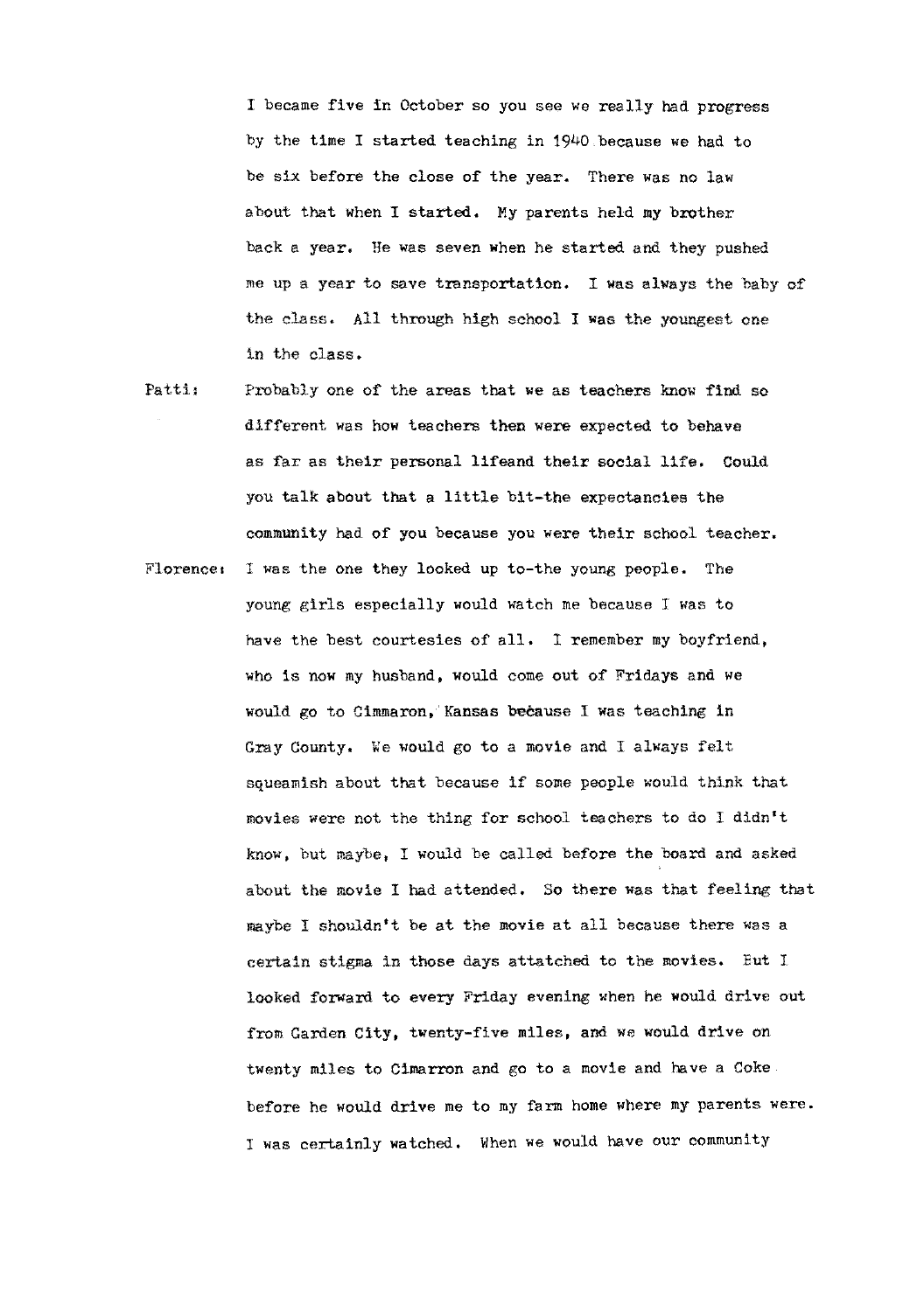I became five in October so you see we really had progress by the time I started teaching in 1940 because we had to be six before the close of the year. There was no law about that when I started. My parents held my brother back a year. He was seven when he started and they pushed me up a year to save transportation. I was always the baby of the class. All through high school I was the youngest one in the class.

Patti: Probably one of the areas that we as teachers know find so different was how teachers then were expected to behave as far as their personal lifeand their social life. Could you talk about that a little bit-the expectancies the community had of you because you were their school teacher.

Florence: I was the one they looked up to-the young people. The young girls especially would watch me because I was to have the best courtesies of all. I remember my boyfriend, who is now my husband, would come out of Fridays and we would go to Cimmaron, Kansas because I was teaching in Gray County. We would go to a movie and I always felt squeamish about that because if some people would think that movies were not the thing for school teachers to do I didn't know, but maybe, I would be called before the board and asked about the movie I had attended. So there was that feeling that maybe I shouldn't be at the movie at all because there was a certain stigma in those days attatched to the movies. But I looked forward to every Friday evening when he would drive out from Garden City, twenty-five miles, and we would drive on twenty miles to Cimarron and go to a movie and have a Coke before he would drive me to my farm home where my parents were. I was certainly watched. When we would have our community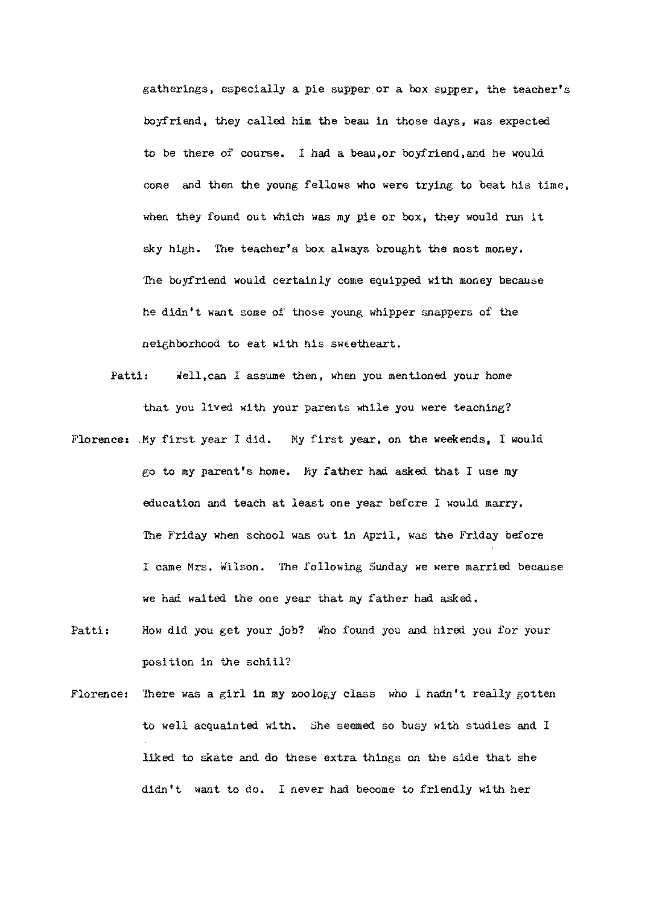gatherings, especially a pie supper or a box supper, the teacher's boyfriend, they called him the beau in those days, was expected to be there of course. I had a beau,or boyfriend,and he would come and then the young fellows who were trying to beat his time, when they found out which was my pie or box, they would run it sky high. The teacher's box always brought the most money. The boyfriend would certainly come equipped with money because he didn't want some of those young whipper snappers of the neighborhood to eat with his sweetheart.

Patti: Well,can I assume then, when you mentioned your home that you lived with your parents while you were teaching?

Florence: My first year I did. My first year, on the weekends, I would go to my parent's home. My father had asked that I use my education and teach at least one year before I would marry. The Friday when school was out in April, was the Friday before I came Mrs. Wilson. The following Sunday we were married because we had waited the one year that my father had asked.

Patti: How did you get your job? Who found you and hired you for your position in the schiil?

Florence: There was a girl in my zoology class who I hadn't really gotten to well acquainted with. She seemed so busy with studies and I liked to skate and do these extra things on the side that she didn't want to do. I never had become to friendly with her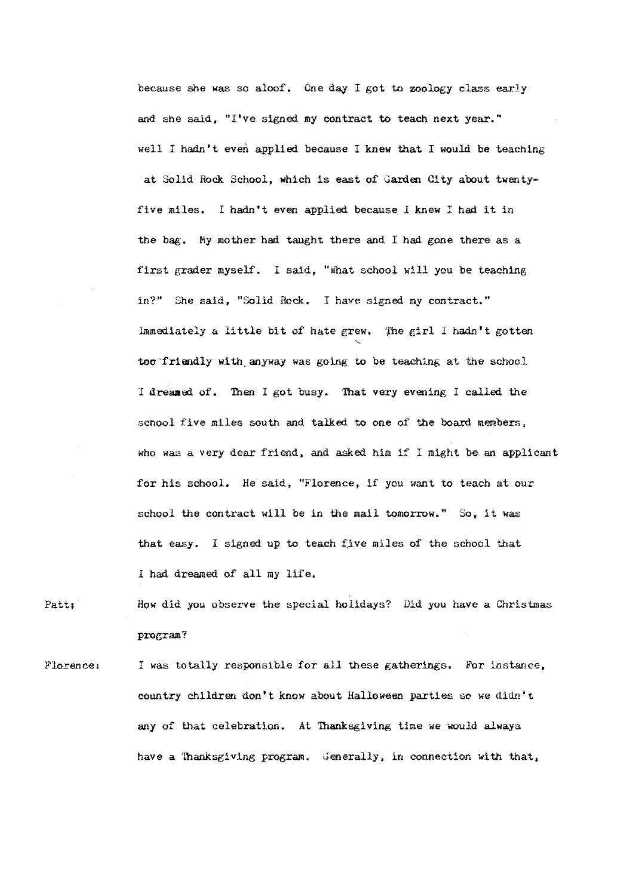because she was so aloof. One day I got to zoology class early and she said, "I've signed my contract to teach next year." well I hadn't even applied because I knew that I would be teaching at Solid Rock School, which is east of Garden City about twenty-five miles. I hadn't even applied because I knew I had it in the bag. My mother had taught there and I had gone there as a first grader myself. I said, "What school will you be teaching in?" She said, "Solid Rock. I have signed my contract." Immediately a little bit of hate grew. The girl I hadn't gotten too friendly with anyway was going to be teaching at the school I dreamed of. Then I got busy. That very evening I called the school five miles south and talked to one of the board members, who was a very dear friend, and asked him if I might be an applicant for his school. He said, "Florence, if you want to teach at our school the contract will be in the mail tomorrow." So, it was that easy. I signed up to teach five miles of the school that I had dreamed of all my life.

Patt: How did you observe the special holidays? Did you have a Christmas program?

Florence: I was totally responsible for all these gatherings. For instance, country children don't know about Halloween parties so we didn't any of that celebration. At Thanksgiving time we would always have a Thanksgiving program. Generally, in connection with that,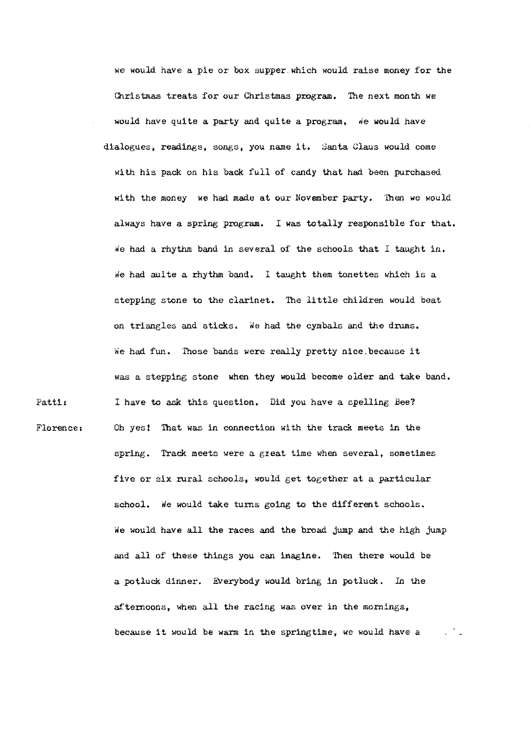we would have a pie or box supper which would raise money for the Christmas treats for our Christmas program. The next month we would have quite a party and quite a program. We would have dialogues, readings, songs, you name it. Santa Claus would come with his pack on his back full of candy that had been purchased with the money we had made at our November party. Then we would always have a spring program. I was totally responsible for that. We had a rhythm band in several of the schools that I taught in. We had auite a rhythm band. I taught them tonettes which is a stepping stone to the clarinet. The little children would beat on triangles and sticks. We had the cymbals and the drums. We had fun. Those bands were really pretty nice because it was a stepping stone when they would become older and take band.

Patti: I have to ask this question. Did you have a spelling Bee?

Florence: Oh yes! That was in connection with the track meets in the spring. Track meets were a great time when several, sometimes five or six rural schools, would get together at a particular school. We would take turns going to the different schools. We would have all the races and the broad jump and the high jump and all of these things you can imagine. Then there would be a potluck dinner. Everybody would bring in potluck. In the afternoons, when all the racing was over in the mornings, because it would be warm in the springtime, we would have a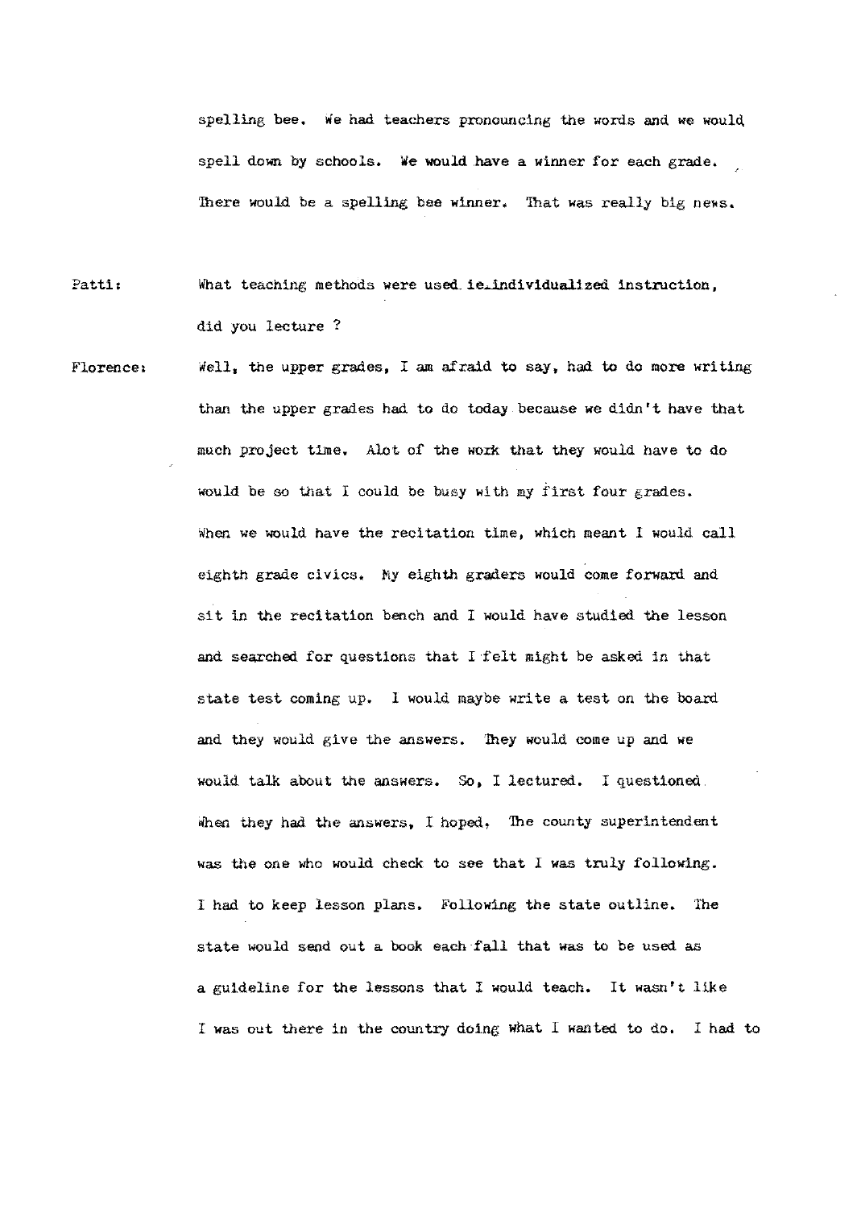spelling bee. We had teachers pronouncing the words and we would spell down by schools. We would have a winner for each grade. There would be a spelling bee winner. That was really big news.

Patti: What teaching methods were used ie. individualized instruction, did you lecture ?

Florence: Well, the upper grades, I am afraid to say, had to do more writing than the upper grades had to do today because we didn't have that much project time. Alot of the work that they would have to do would be so that I could be busy with my first four grades. When we would have the recitation time, which meant I would call eighth grade civics. My eighth graders would come forward and sit in the recitation bench and I would have studied the lesson and searched for questions that I felt might be asked in that state test coming up. I would maybe write a test on the board and they would give the answers. They would come up and we would talk about the answers. So, I lectured. I questioned. When they had the answers, I hoped. The county superintendent was the one who would check to see that I was truly following. I had to keep lesson plans. Following the state outline. The state would send out a book each fall that was to be used as a guideline for the lessons that I would teach. It wasn't like I was out there in the country doing what I wanted to do. I had to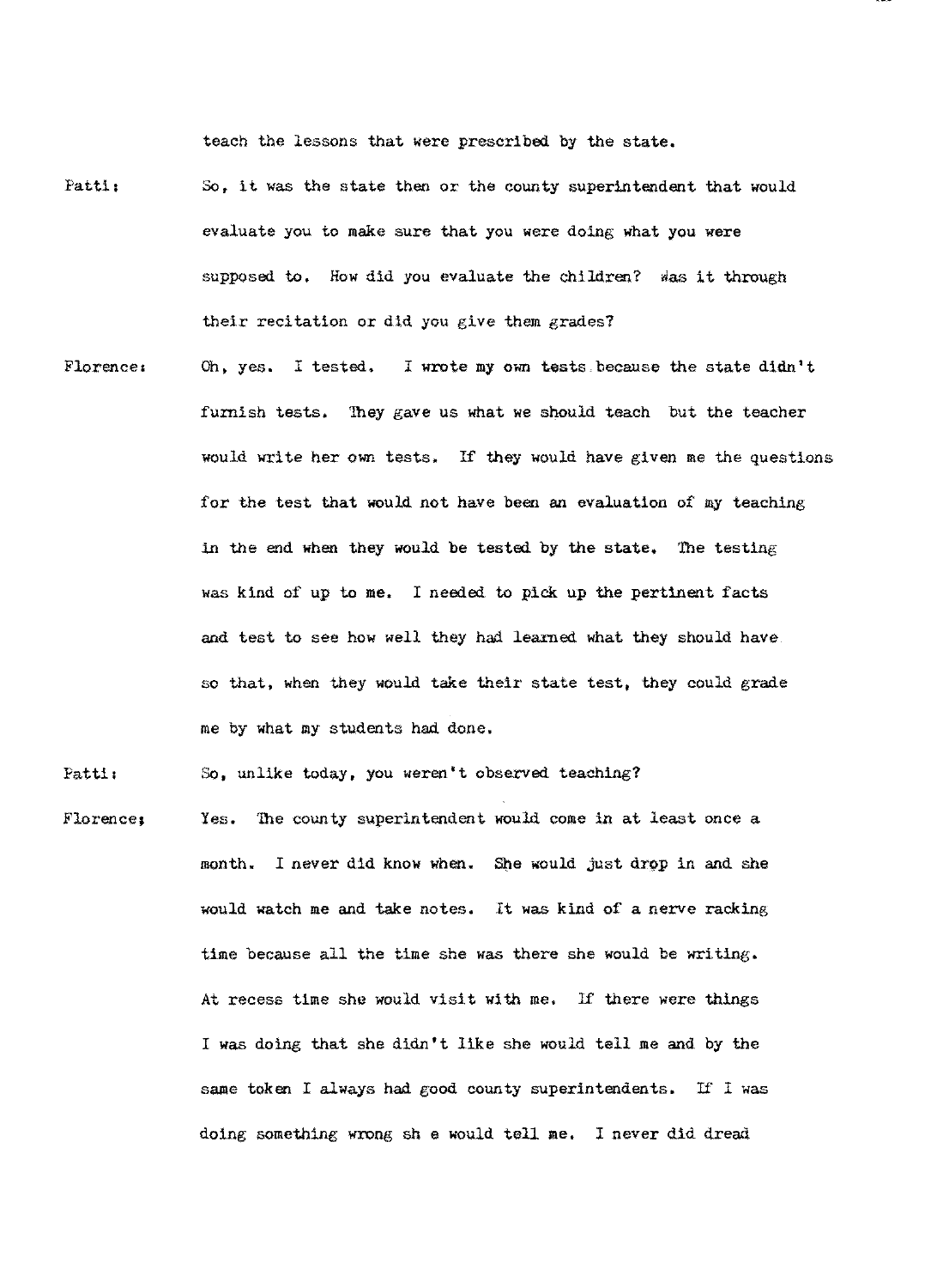teach the lessons that were prescribed by the state.

Patti: So, it was the state then or the county superintendent that would evaluate you to make sure that you were doing what you were supposed to. How did you evaluate the children? Was it through their recitation or did you give them grades?

Florence: Oh, yes. I tested. I wrote my own tests because the state didn't furnish tests. They gave us what we should teach but the teacher would write her own tests. If they would have given me the questions for the test that would not have been an evaluation of my teaching in the end when they would be tested by the state. The testing was kind of up to me. I needed to pick up the pertinent facts and test to see how well they had learned what they should have so that, when they would take their state test, they could grade me by what my students had done.

Patti: So, unlike today, you weren't observed teaching?

Florence: Yes. The county superintendent would come in at least once a month. I never did know when. She would just drop in and she would watch me and take notes. It was kind of a nerve racking time because all the time she was there she would be writing. At recess time she would visit with me. If there were things I was doing that she didn't like she would tell me and by the same token I always had good county superintendents. If I was doing something wrong sh e would tell me. I never did dread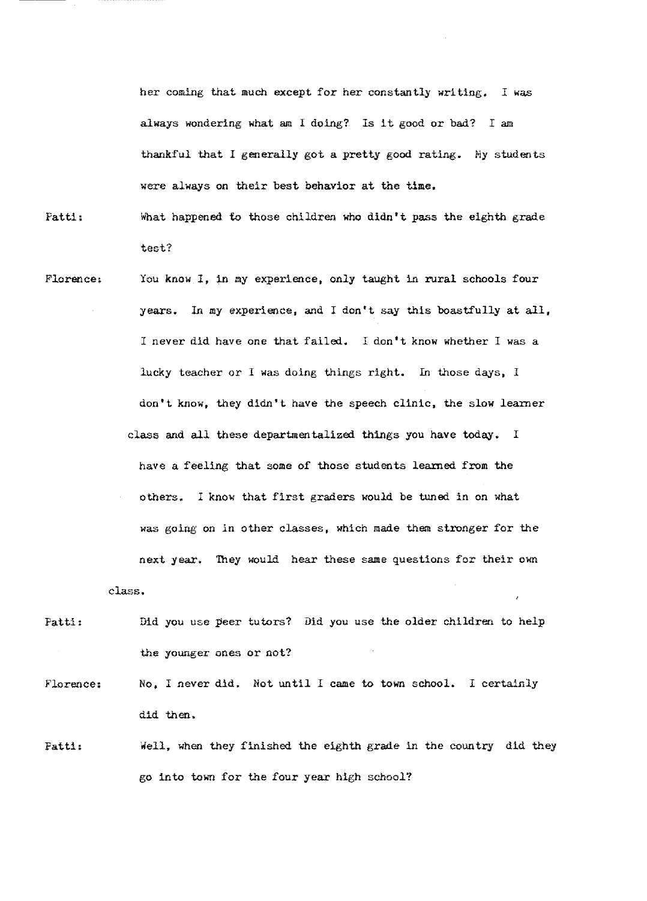her coming that much except for her constantly writing. I was always wondering what am I doing? Is it good or bad? I am thankful that I generally got a pretty good rating. My students were always on their best behavior at the time.

Patti: What happened to those children who didn't pass the eighth grade test?

Florence: You know I, in my experience, only taught in rural schools four years. In my experience, and I don't say this boastfully at all, I never did have one that failed. I don't know whether I was a lucky teacher or I was doing things right. In those days, I don't know, they didn't have the speech clinic, the slow learner class and all these departmentalized things you have today. I have a feeling that some of those students learned from the others. I know that first graders would be tuned in on what was going on in other classes, which made them stronger for the next year. They would hear these same questions for their own class.

Patti: Did you use peer tutors? Did you use the older children to help the younger ones or not?

Florence: No, I never did. Not until I came to town school. I certainly did then.

Patti: Well, when they finished the eighth grade in the country did they go into town for the four year high school?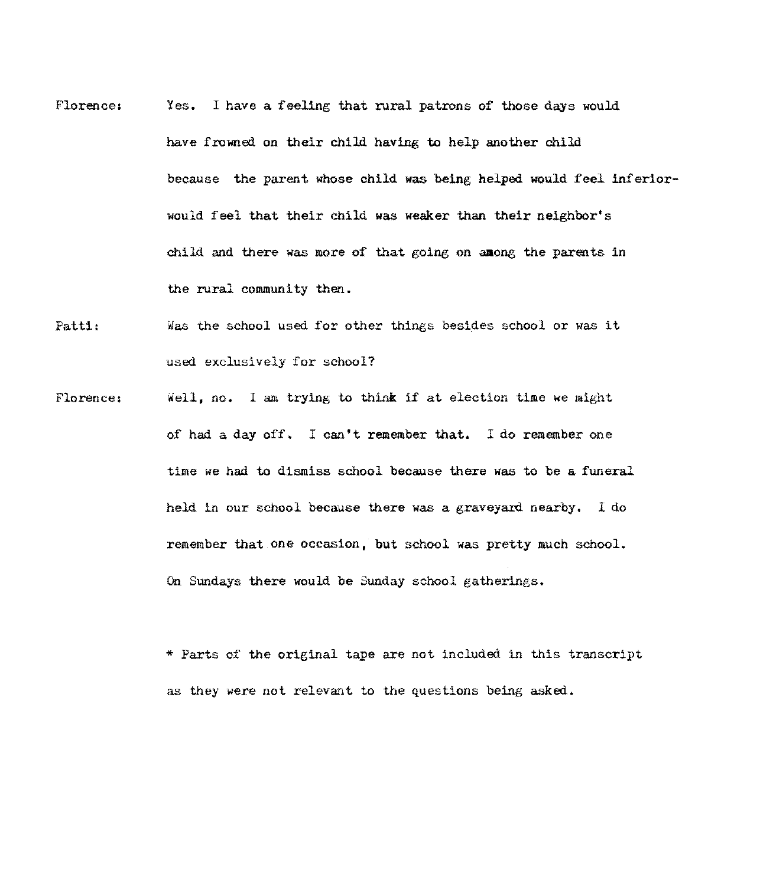Florence: Yes. I have a feeling that rural patrons of those days would have frowned on their child having to help another child because the parent whose child was being helped would feel inferior-would feel that their child was weaker than their neighbor's child and there was more of that going on among the parents in the rural community then.

Patti: Was the school used for other things besides school or was it used exclusively for school?

Florence: Well, no. I am trying to think if at election time we might of had a day off. I can't remember that. I do remember one time we had to dismiss school because there was to be a funeral held in our school because there was a graveyard nearby. I do remember that one occasion, but school was pretty much school. On Sundays there would be Sunday school gatherings.

* Parts of the original tape are not included in this transcript as they were not relevant to the questions being asked.